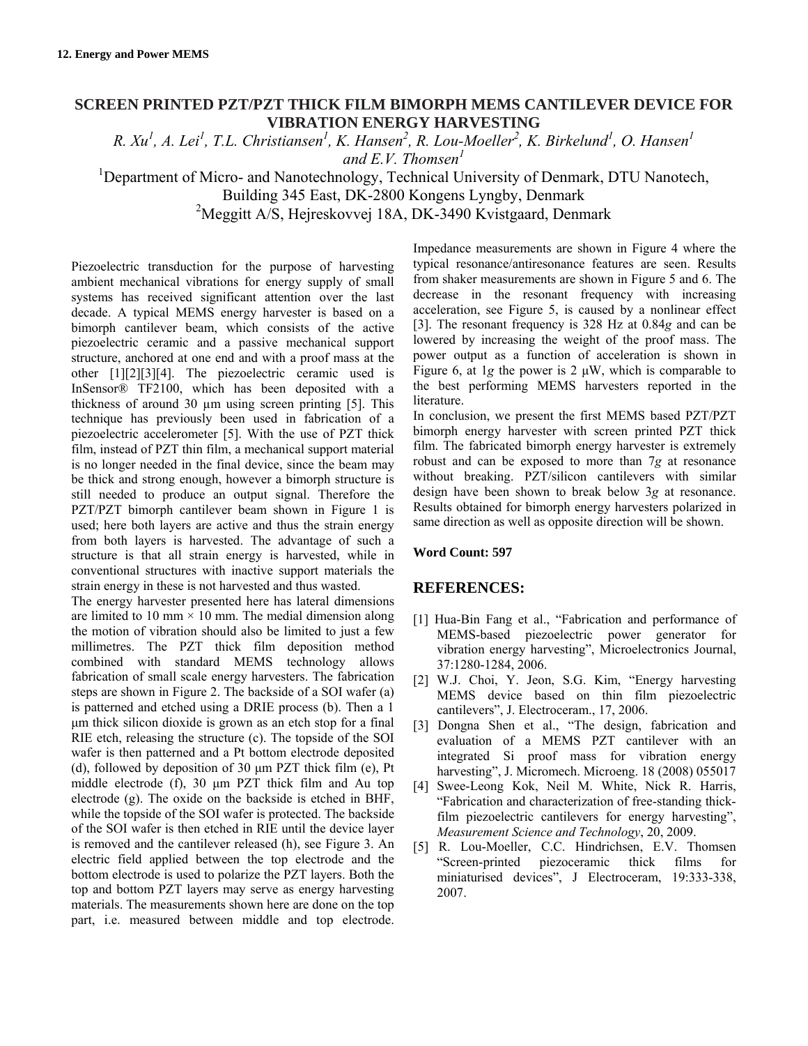12. Energy and Power MEMS

# SCREEN PRINTED PZT/PZT THICK FILM BIMORPH MEMS CANTILEVER DEVICE FOR VIBRATION ENERGY HARVESTING

*R. Xu[1], A. Lei[1], T.L. Christiansen[1], K. Hansen[2], R. Lou-Moeller[2], K. Birkelund[1], O. Hansen[1] and E.V. Thomsen[1]*

[1]Department of Micro- and Nanotechnology, Technical University of Denmark, DTU Nanotech, Building 345 East, DK-2800 Kongens Lyngby, Denmark

[2]Meggitt A/S, Hejreskovvej 18A, DK-3490 Kvistgaard, Denmark

Piezoelectric transduction for the purpose of harvesting ambient mechanical vibrations for energy supply of small systems has received significant attention over the last decade. A typical MEMS energy harvester is based on a bimorph cantilever beam, which consists of the active piezoelectric ceramic and a passive mechanical support structure, anchored at one end and with a proof mass at the other [1][2][3][4]. The piezoelectric ceramic used is InSensor® TF2100, which has been deposited with a thickness of around 30 µm using screen printing [5]. This technique has previously been used in fabrication of a piezoelectric accelerometer [5]. With the use of PZT thick film, instead of PZT thin film, a mechanical support material is no longer needed in the final device, since the beam may be thick and strong enough, however a bimorph structure is still needed to produce an output signal. Therefore the PZT/PZT bimorph cantilever beam shown in Figure 1 is used; here both layers are active and thus the strain energy from both layers is harvested. The advantage of such a structure is that all strain energy is harvested, while in conventional structures with inactive support materials the strain energy in these is not harvested and thus wasted.

The energy harvester presented here has lateral dimensions are limited to 10 mm × 10 mm. The medial dimension along the motion of vibration should also be limited to just a few millimetres. The PZT thick film deposition method combined with standard MEMS technology allows fabrication of small scale energy harvesters. The fabrication steps are shown in Figure 2. The backside of a SOI wafer (a) is patterned and etched using a DRIE process (b). Then a 1 µm thick silicon dioxide is grown as an etch stop for a final RIE etch, releasing the structure (c). The topside of the SOI wafer is then patterned and a Pt bottom electrode deposited (d), followed by deposition of 30 µm PZT thick film (e), Pt middle electrode (f), 30 µm PZT thick film and Au top electrode (g). The oxide on the backside is etched in BHF, while the topside of the SOI wafer is protected. The backside of the SOI wafer is then etched in RIE until the device layer is removed and the cantilever released (h), see Figure 3. An electric field applied between the top electrode and the bottom electrode is used to polarize the PZT layers. Both the top and bottom PZT layers may serve as energy harvesting materials. The measurements shown here are done on the top part, i.e. measured between middle and top electrode.

Impedance measurements are shown in Figure 4 where the typical resonance/antiresonance features are seen. Results from shaker measurements are shown in Figure 5 and 6. The decrease in the resonant frequency with increasing acceleration, see Figure 5, is caused by a nonlinear effect [3]. The resonant frequency is 328 Hz at 0.84*g* and can be lowered by increasing the weight of the proof mass. The power output as a function of acceleration is shown in Figure 6, at 1*g* the power is 2 µW, which is comparable to the best performing MEMS harvesters reported in the literature.

In conclusion, we present the first MEMS based PZT/PZT bimorph energy harvester with screen printed PZT thick film. The fabricated bimorph energy harvester is extremely robust and can be exposed to more than 7*g* at resonance without breaking. PZT/silicon cantilevers with similar design have been shown to break below 3*g* at resonance. Results obtained for bimorph energy harvesters polarized in same direction as well as opposite direction will be shown.

**Word Count: 597**

## REFERENCES:

[1] Hua-Bin Fang et al., "Fabrication and performance of MEMS-based piezoelectric power generator for vibration energy harvesting", Microelectronics Journal, 37:1280-1284, 2006.

[2] W.J. Choi, Y. Jeon, S.G. Kim, "Energy harvesting MEMS device based on thin film piezoelectric cantilevers", J. Electroceram., 17, 2006.

[3] Dongna Shen et al., "The design, fabrication and evaluation of a MEMS PZT cantilever with an integrated Si proof mass for vibration energy harvesting", J. Micromech. Microeng. 18 (2008) 055017

[4] Swee-Leong Kok, Neil M. White, Nick R. Harris, "Fabrication and characterization of free-standing thick-film piezoelectric cantilevers for energy harvesting", *Measurement Science and Technology*, 20, 2009.

[5] R. Lou-Moeller, C.C. Hindrichsen, E.V. Thomsen "Screen-printed piezoceramic thick films for miniaturised devices", J Electroceram, 19:333-338, 2007.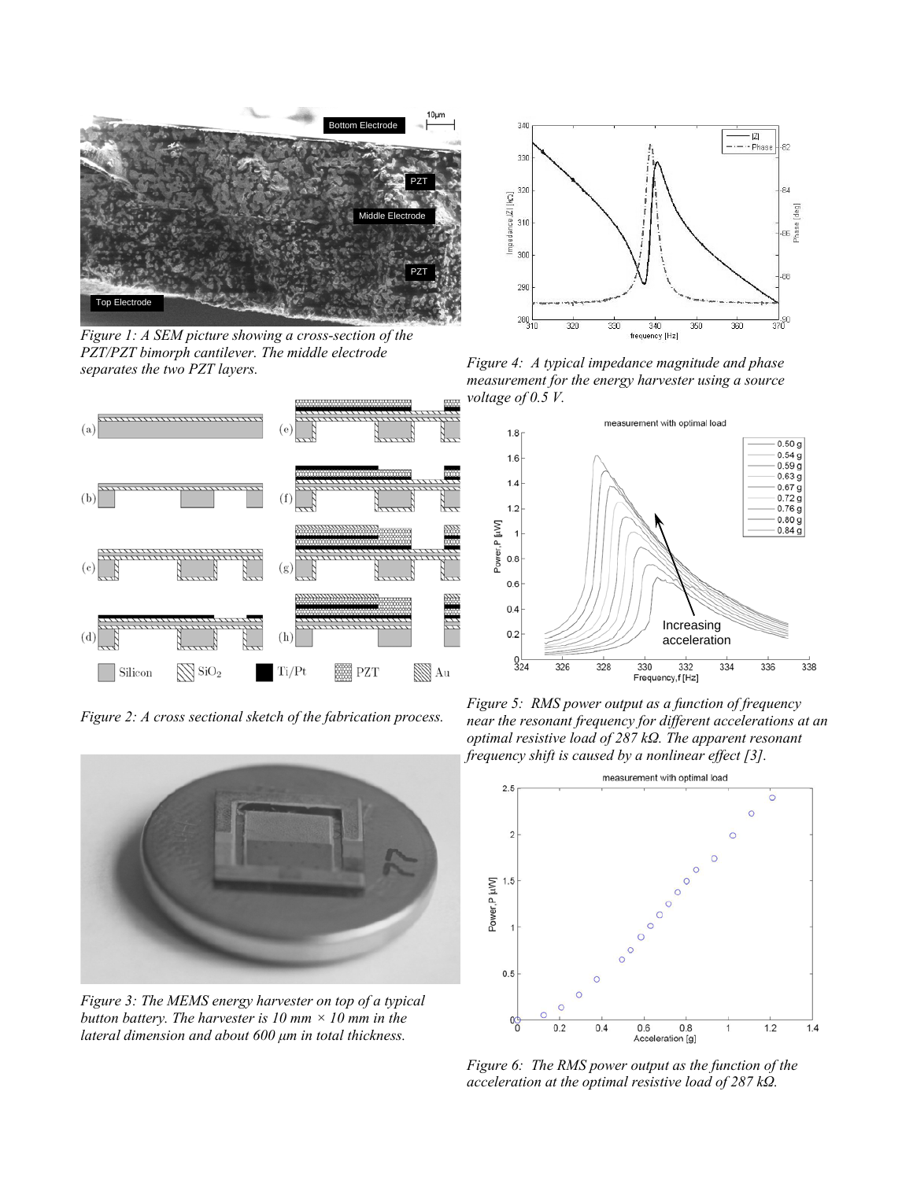Bottom Electrode

10µm

PZT

Middle Electrode

PZT

Top Electrode

*Figure 1: A SEM picture showing a cross-section of the PZT/PZT bimorph cantilever. The middle electrode separates the two PZT layers.*

(a) (b) (c) (d) (e) (f) (g) (h)

Silicon $SiO_2$ Ti/Pt PZT Au

*Figure 2: A cross sectional sketch of the fabrication process.*

*Figure 3: The MEMS energy harvester on top of a typical button battery. The harvester is 10 mm × 10 mm in the lateral dimension and about 600 µm in total thickness.*

|Z|

Phase

Impedance |Z| [kΩ]

Phase [deg]

frequency [Hz]

*Figure 4: A typical impedance magnitude and phase measurement for the energy harvester using a source voltage of 0.5 V.*

measurement with optimal load

0.50 g
0.54 g
0.59 g
0.63 g
0.67 g
0.72 g
0.76 g
0.80 g
0.84 g

Increasing acceleration

Power, P [µW]

Frequency, f [Hz]

*Figure 5: RMS power output as a function of frequency near the resonant frequency for different accelerations at an optimal resistive load of 287 kΩ. The apparent resonant frequency shift is caused by a nonlinear effect [3].*

measurement with optimal load

Power, P [µW]

Acceleration [g]

*Figure 6: The RMS power output as the function of the acceleration at the optimal resistive load of 287 kΩ.*